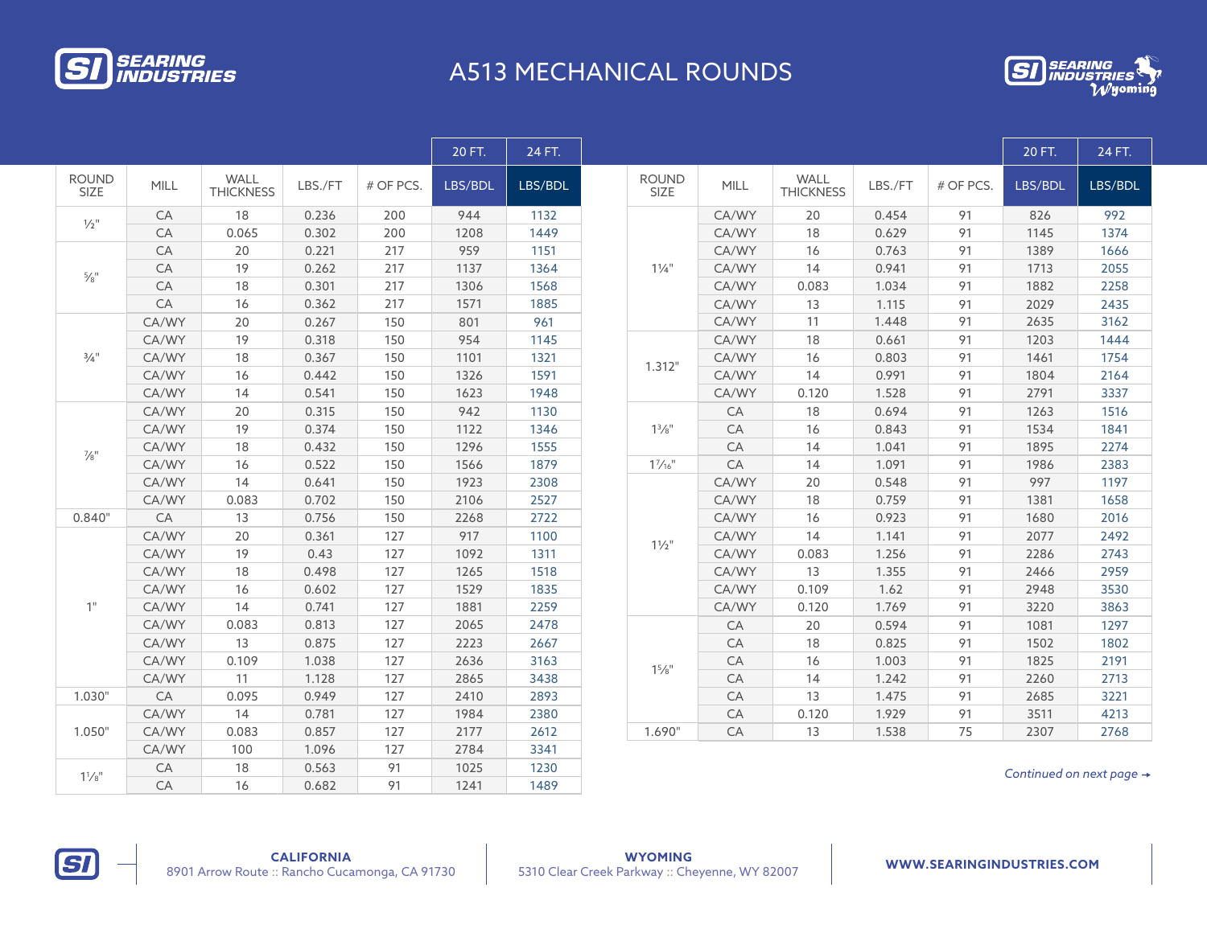# A513 MECHANICAL ROUNDS

| ROUND SIZE | MILL | WALL THICKNESS | LBS./FT | # OF PCS. | 20 FT. LBS/BDL | 24 FT. LBS/BDL |
|---|---|---|---|---|---|---|
| ½" | CA | 18 | 0.236 | 200 | 944 | 1132 |
| | CA | 0.065 | 0.302 | 200 | 1208 | 1449 |
| ⅝" | CA | 20 | 0.221 | 217 | 959 | 1151 |
| | CA | 19 | 0.262 | 217 | 1137 | 1364 |
| | CA | 18 | 0.301 | 217 | 1306 | 1568 |
| | CA | 16 | 0.362 | 217 | 1571 | 1885 |
| ¾" | CA/WY | 20 | 0.267 | 150 | 801 | 961 |
| | CA/WY | 19 | 0.318 | 150 | 954 | 1145 |
| | CA/WY | 18 | 0.367 | 150 | 1101 | 1321 |
| | CA/WY | 16 | 0.442 | 150 | 1326 | 1591 |
| | CA/WY | 14 | 0.541 | 150 | 1623 | 1948 |
| ⅞" | CA/WY | 20 | 0.315 | 150 | 942 | 1130 |
| | CA/WY | 19 | 0.374 | 150 | 1122 | 1346 |
| | CA/WY | 18 | 0.432 | 150 | 1296 | 1555 |
| | CA/WY | 16 | 0.522 | 150 | 1566 | 1879 |
| | CA/WY | 14 | 0.641 | 150 | 1923 | 2308 |
| | CA/WY | 0.083 | 0.702 | 150 | 2106 | 2527 |
| 0.840" | CA | 13 | 0.756 | 150 | 2268 | 2722 |
| 1" | CA/WY | 20 | 0.361 | 127 | 917 | 1100 |
| | CA/WY | 19 | 0.43 | 127 | 1092 | 1311 |
| | CA/WY | 18 | 0.498 | 127 | 1265 | 1518 |
| | CA/WY | 16 | 0.602 | 127 | 1529 | 1835 |
| | CA/WY | 14 | 0.741 | 127 | 1881 | 2259 |
| | CA/WY | 0.083 | 0.813 | 127 | 2065 | 2478 |
| | CA/WY | 13 | 0.875 | 127 | 2223 | 2667 |
| | CA/WY | 0.109 | 1.038 | 127 | 2636 | 3163 |
| | CA/WY | 11 | 1.128 | 127 | 2865 | 3438 |
| 1.030" | CA | 0.095 | 0.949 | 127 | 2410 | 2893 |
| 1.050" | CA/WY | 14 | 0.781 | 127 | 1984 | 2380 |
| | CA/WY | 0.083 | 0.857 | 127 | 2177 | 2612 |
| | CA/WY | 100 | 1.096 | 127 | 2784 | 3341 |
| 1⅛" | CA | 18 | 0.563 | 91 | 1025 | 1230 |
| | CA | 16 | 0.682 | 91 | 1241 | 1489 |

| ROUND SIZE | MILL | WALL THICKNESS | LBS./FT | # OF PCS. | 20 FT. LBS/BDL | 24 FT. LBS/BDL |
|---|---|---|---|---|---|---|
| 1¼" | CA/WY | 20 | 0.454 | 91 | 826 | 992 |
| | CA/WY | 18 | 0.629 | 91 | 1145 | 1374 |
| | CA/WY | 16 | 0.763 | 91 | 1389 | 1666 |
| | CA/WY | 14 | 0.941 | 91 | 1713 | 2055 |
| | CA/WY | 0.083 | 1.034 | 91 | 1882 | 2258 |
| | CA/WY | 13 | 1.115 | 91 | 2029 | 2435 |
| | CA/WY | 11 | 1.448 | 91 | 2635 | 3162 |
| 1.312" | CA/WY | 18 | 0.661 | 91 | 1203 | 1444 |
| | CA/WY | 16 | 0.803 | 91 | 1461 | 1754 |
| | CA/WY | 14 | 0.991 | 91 | 1804 | 2164 |
| | CA/WY | 0.120 | 1.528 | 91 | 2791 | 3337 |
| 1⅜" | CA | 18 | 0.694 | 91 | 1263 | 1516 |
| | CA | 16 | 0.843 | 91 | 1534 | 1841 |
| | CA | 14 | 1.041 | 91 | 1895 | 2274 |
| 1⁷⁄₁₆" | CA | 14 | 1.091 | 91 | 1986 | 2383 |
| 1½" | CA/WY | 20 | 0.548 | 91 | 997 | 1197 |
| | CA/WY | 18 | 0.759 | 91 | 1381 | 1658 |
| | CA/WY | 16 | 0.923 | 91 | 1680 | 2016 |
| | CA/WY | 14 | 1.141 | 91 | 2077 | 2492 |
| | CA/WY | 0.083 | 1.256 | 91 | 2286 | 2743 |
| | CA/WY | 13 | 1.355 | 91 | 2466 | 2959 |
| | CA/WY | 0.109 | 1.62 | 91 | 2948 | 3530 |
| | CA/WY | 0.120 | 1.769 | 91 | 3220 | 3863 |
| 1⅝" | CA | 20 | 0.594 | 91 | 1081 | 1297 |
| | CA | 18 | 0.825 | 91 | 1502 | 1802 |
| | CA | 16 | 1.003 | 91 | 1825 | 2191 |
| | CA | 14 | 1.242 | 91 | 2260 | 2713 |
| | CA | 13 | 1.475 | 91 | 2685 | 3221 |
| | CA | 0.120 | 1.929 | 91 | 3511 | 4213 |
| 1.690" | CA | 13 | 1.538 | 75 | 2307 | 2768 |

*Continued on next page →*

**CALIFORNIA**
8901 Arrow Route :: Rancho Cucamonga, CA 91730

**WYOMING**
5310 Clear Creek Parkway :: Cheyenne, WY 82007

**WWW.SEARINGINDUSTRIES.COM**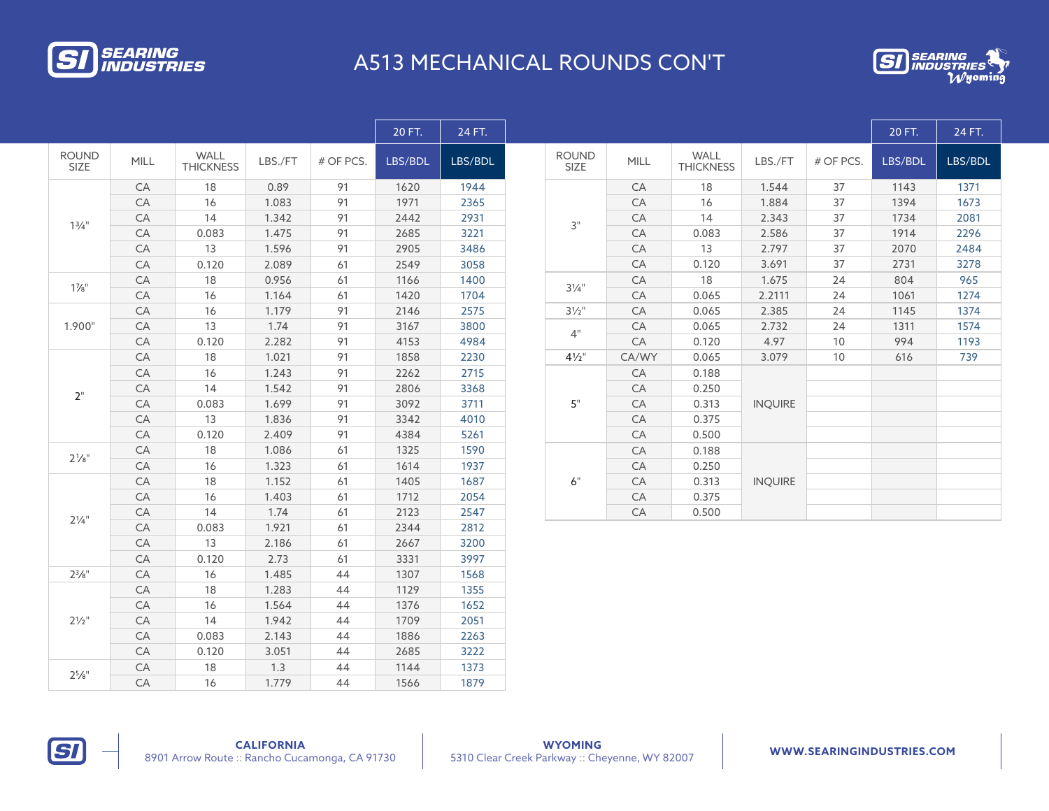# A513 MECHANICAL ROUNDS CON'T

| ROUND SIZE | MILL | WALL THICKNESS | LBS./FT | # OF PCS. | 20 FT. LBS/BDL | 24 FT. LBS/BDL |
|---|---|---|---|---|---|---|
| 1¾" | CA | 18 | 0.89 | 91 | 1620 | 1944 |
| | CA | 16 | 1.083 | 91 | 1971 | 2365 |
| | CA | 14 | 1.342 | 91 | 2442 | 2931 |
| | CA | 0.083 | 1.475 | 91 | 2685 | 3221 |
| | CA | 13 | 1.596 | 91 | 2905 | 3486 |
| | CA | 0.120 | 2.089 | 61 | 2549 | 3058 |
| 1⅞" | CA | 18 | 0.956 | 61 | 1166 | 1400 |
| | CA | 16 | 1.164 | 61 | 1420 | 1704 |
| 1.900" | CA | 16 | 1.179 | 91 | 2146 | 2575 |
| | CA | 13 | 1.74 | 91 | 3167 | 3800 |
| | CA | 0.120 | 2.282 | 91 | 4153 | 4984 |
| 2" | CA | 18 | 1.021 | 91 | 1858 | 2230 |
| | CA | 16 | 1.243 | 91 | 2262 | 2715 |
| | CA | 14 | 1.542 | 91 | 2806 | 3368 |
| | CA | 0.083 | 1.699 | 91 | 3092 | 3711 |
| | CA | 13 | 1.836 | 91 | 3342 | 4010 |
| | CA | 0.120 | 2.409 | 91 | 4384 | 5261 |
| 2⅛" | CA | 18 | 1.086 | 61 | 1325 | 1590 |
| | CA | 16 | 1.323 | 61 | 1614 | 1937 |
| 2¼" | CA | 18 | 1.152 | 61 | 1405 | 1687 |
| | CA | 16 | 1.403 | 61 | 1712 | 2054 |
| | CA | 14 | 1.74 | 61 | 2123 | 2547 |
| | CA | 0.083 | 1.921 | 61 | 2344 | 2812 |
| | CA | 13 | 2.186 | 61 | 2667 | 3200 |
| | CA | 0.120 | 2.73 | 61 | 3331 | 3997 |
| 2⅜" | CA | 16 | 1.485 | 44 | 1307 | 1568 |
| 2½" | CA | 18 | 1.283 | 44 | 1129 | 1355 |
| | CA | 16 | 1.564 | 44 | 1376 | 1652 |
| | CA | 14 | 1.942 | 44 | 1709 | 2051 |
| | CA | 0.083 | 2.143 | 44 | 1886 | 2263 |
| | CA | 0.120 | 3.051 | 44 | 2685 | 3222 |
| 2⅝" | CA | 18 | 1.3 | 44 | 1144 | 1373 |
| | CA | 16 | 1.779 | 44 | 1566 | 1879 |

| ROUND SIZE | MILL | WALL THICKNESS | LBS./FT | # OF PCS. | 20 FT. LBS/BDL | 24 FT. LBS/BDL |
|---|---|---|---|---|---|---|
| 3" | CA | 18 | 1.544 | 37 | 1143 | 1371 |
| | CA | 16 | 1.884 | 37 | 1394 | 1673 |
| | CA | 14 | 2.343 | 37 | 1734 | 2081 |
| | CA | 0.083 | 2.586 | 37 | 1914 | 2296 |
| | CA | 13 | 2.797 | 37 | 2070 | 2484 |
| | CA | 0.120 | 3.691 | 37 | 2731 | 3278 |
| 3¼" | CA | 18 | 1.675 | 24 | 804 | 965 |
| | CA | 0.065 | 2.2111 | 24 | 1061 | 1274 |
| 3½" | CA | 0.065 | 2.385 | 24 | 1145 | 1374 |
| 4" | CA | 0.065 | 2.732 | 24 | 1311 | 1574 |
| | CA | 0.120 | 4.97 | 10 | 994 | 1193 |
| 4½" | CA/WY | 0.065 | 3.079 | 10 | 616 | 739 |
| 5" | CA | 0.188 | INQUIRE | | | |
| | CA | 0.250 | | | | |
| | CA | 0.313 | | | | |
| | CA | 0.375 | | | | |
| | CA | 0.500 | | | | |
| 6" | CA | 0.188 | INQUIRE | | | |
| | CA | 0.250 | | | | |
| | CA | 0.313 | | | | |
| | CA | 0.375 | | | | |
| | CA | 0.500 | | | | |

**CALIFORNIA**
8901 Arrow Route :: Rancho Cucamonga, CA 91730

**WYOMING**
5310 Clear Creek Parkway :: Cheyenne, WY 82007

**WWW.SEARINGINDUSTRIES.COM**